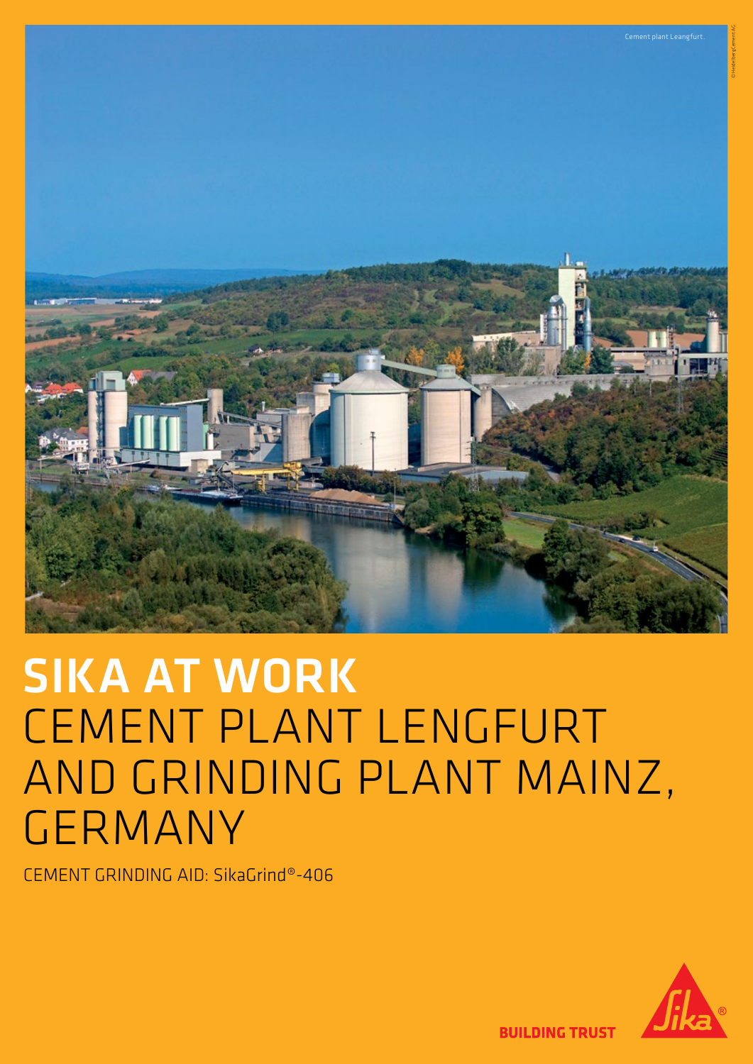Cement plant Leangfurt.

©HeidelbergCement AG

# SIKA AT WORK
# CEMENT PLANT LENGFURT AND GRINDING PLANT MAINZ, GERMANY

CEMENT GRINDING AID: SikaGrind®-406

BUILDING TRUST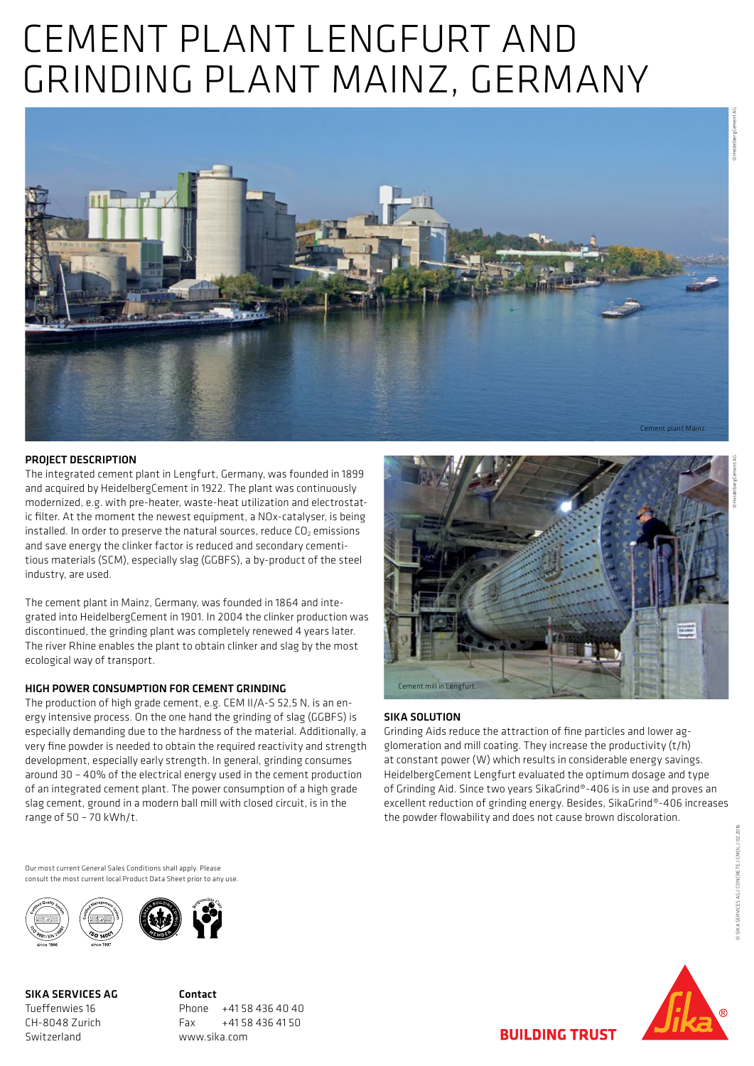# CEMENT PLANT LENGFURT AND GRINDING PLANT MAINZ, GERMANY

Cement plant Mainz.

## PROJECT DESCRIPTION

The integrated cement plant in Lengfurt, Germany, was founded in 1899 and acquired by HeidelbergCement in 1922. The plant was continuously modernized, e.g. with pre-heater, waste-heat utilization and electrostatic filter. At the moment the newest equipment, a NOx-catalyser, is being installed. In order to preserve the natural sources, reduce $CO_2$ emissions and save energy the clinker factor is reduced and secondary cementitious materials (SCM), especially slag (GGBFS), a by-product of the steel industry, are used.

The cement plant in Mainz, Germany, was founded in 1864 and integrated into HeidelbergCement in 1901. In 2004 the clinker production was discontinued, the grinding plant was completely renewed 4 years later. The river Rhine enables the plant to obtain clinker and slag by the most ecological way of transport.

## HIGH POWER CONSUMPTION FOR CEMENT GRINDING

The production of high grade cement, e.g. CEM II/A-S 52,5 N, is an energy intensive process. On the one hand the grinding of slag (GGBFS) is especially demanding due to the hardness of the material. Additionally, a very fine powder is needed to obtain the required reactivity and strength development, especially early strength. In general, grinding consumes around 30 – 40% of the electrical energy used in the cement production of an integrated cement plant. The power consumption of a high grade slag cement, ground in a modern ball mill with closed circuit, is in the range of 50 – 70 kWh/t.

Cement mill in Lengfurt.

## SIKA SOLUTION

Grinding Aids reduce the attraction of fine particles and lower agglomeration and mill coating. They increase the productivity (t/h) at constant power (W) which results in considerable energy savings. HeidelbergCement Lengfurt evaluated the optimum dosage and type of Grinding Aid. Since two years SikaGrind®-406 is in use and proves an excellent reduction of grinding energy. Besides, SikaGrind®-406 increases the powder flowability and does not cause brown discoloration.

Our most current General Sales Conditions shall apply. Please consult the most current local Product Data Sheet prior to any use.

**SIKA SERVICES AG**
Tueffenwies 16
CH-8048 Zurich
Switzerland

**Contact**
Phone +41 58 436 40 40
Fax +41 58 436 41 50
www.sika.com

**BUILDING TRUST**